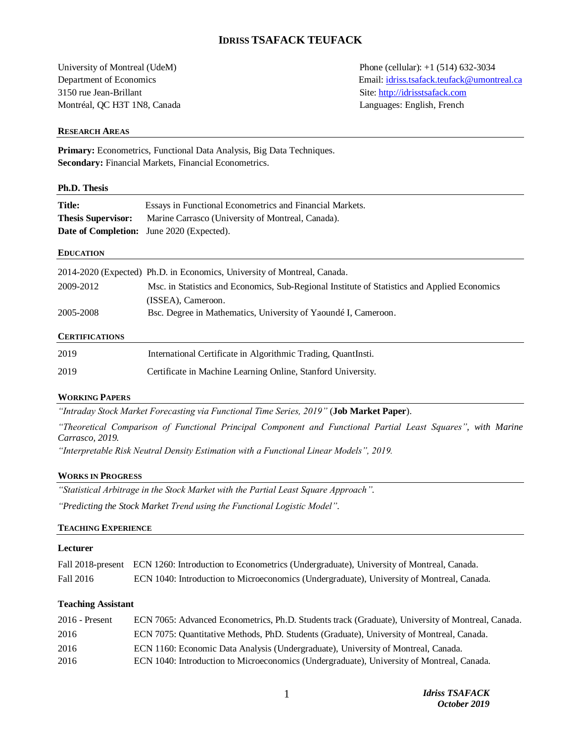# IDRISS TSAFACK TEUFACK

University of Montreal (UdeM)
Department of Economics
3150 rue Jean-Brillant
Montréal, QC H3T 1N8, Canada

Phone (cellular): +1 (514) 632-3034
Email: idriss.tsafack.teufack@umontreal.ca
Site: http://idrisstsafack.com
Languages: English, French

## RESEARCH AREAS

**Primary:** Econometrics, Functional Data Analysis, Big Data Techniques.
**Secondary:** Financial Markets, Financial Econometrics.

## Ph.D. Thesis

**Title:** Essays in Functional Econometrics and Financial Markets.
**Thesis Supervisor:** Marine Carrasco (University of Montreal, Canada).
**Date of Completion:** June 2020 (Expected).

## EDUCATION

2014-2020 (Expected) Ph.D. in Economics, University of Montreal, Canada.

2009-2012 Msc. in Statistics and Economics, Sub-Regional Institute of Statistics and Applied Economics (ISSEA), Cameroon.

2005-2008 Bsc. Degree in Mathematics, University of Yaoundé I, Cameroon.

## CERTIFICATIONS

2019 International Certificate in Algorithmic Trading, QuantInsti.

2019 Certificate in Machine Learning Online, Stanford University.

## WORKING PAPERS

*"Intraday Stock Market Forecasting via Functional Time Series, 2019"* (**Job Market Paper**).

*"Theoretical Comparison of Functional Principal Component and Functional Partial Least Squares", with Marine Carrasco, 2019.*

*"Interpretable Risk Neutral Density Estimation with a Functional Linear Models", 2019.*

## WORKS IN PROGRESS

*"Statistical Arbitrage in the Stock Market with the Partial Least Square Approach".*

*"Predicting the Stock Market Trend using the Functional Logistic Model".*

## TEACHING EXPERIENCE

### Lecturer

Fall 2018-present ECN 1260: Introduction to Econometrics (Undergraduate), University of Montreal, Canada.

Fall 2016 ECN 1040: Introduction to Microeconomics (Undergraduate), University of Montreal, Canada.

### Teaching Assistant

2016 - Present ECN 7065: Advanced Econometrics, Ph.D. Students track (Graduate), University of Montreal, Canada.

2016 ECN 7075: Quantitative Methods, PhD. Students (Graduate), University of Montreal, Canada.

2016 ECN 1160: Economic Data Analysis (Undergraduate), University of Montreal, Canada.

2016 ECN 1040: Introduction to Microeconomics (Undergraduate), University of Montreal, Canada.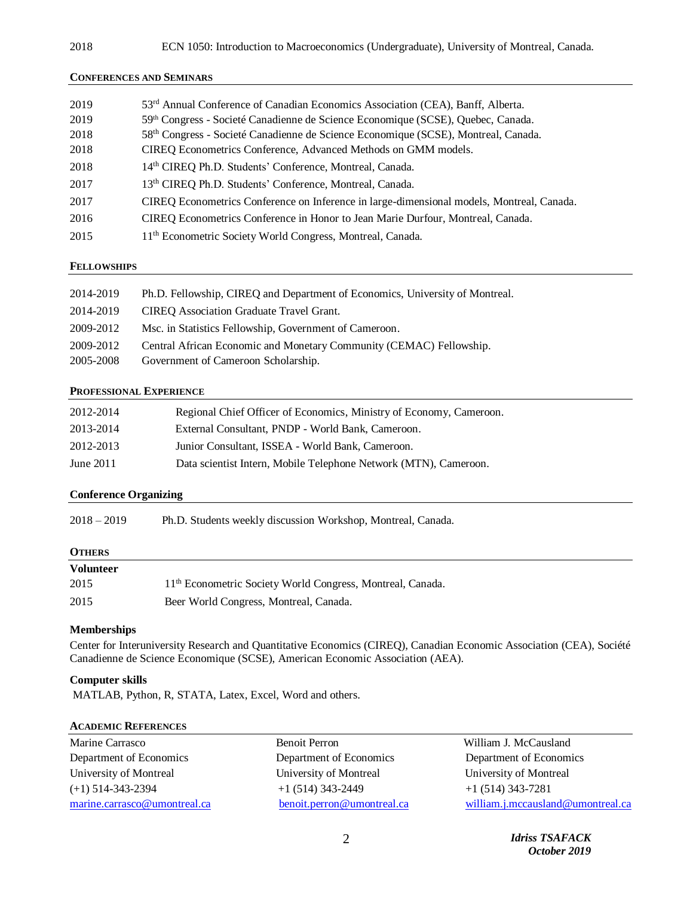2018 ECN 1050: Introduction to Macroeconomics (Undergraduate), University of Montreal, Canada.

## Conferences and Seminars

| | |
|---|---|
| 2019 | 53rd Annual Conference of Canadian Economics Association (CEA), Banff, Alberta. |
| 2019 | 59th Congress - Societé Canadienne de Science Economique (SCSE), Quebec, Canada. |
| 2018 | 58th Congress - Societé Canadienne de Science Economique (SCSE), Montreal, Canada. |
| 2018 | CIREQ Econometrics Conference, Advanced Methods on GMM models. |
| 2018 | 14th CIREQ Ph.D. Students' Conference, Montreal, Canada. |
| 2017 | 13th CIREQ Ph.D. Students' Conference, Montreal, Canada. |
| 2017 | CIREQ Econometrics Conference on Inference in large-dimensional models, Montreal, Canada. |
| 2016 | CIREQ Econometrics Conference in Honor to Jean Marie Durfour, Montreal, Canada. |
| 2015 | 11th Econometric Society World Congress, Montreal, Canada. |

## Fellowships

| | |
|---|---|
| 2014-2019 | Ph.D. Fellowship, CIREQ and Department of Economics, University of Montreal. |
| 2014-2019 | CIREQ Association Graduate Travel Grant. |
| 2009-2012 | Msc. in Statistics Fellowship, Government of Cameroon. |
| 2009-2012 | Central African Economic and Monetary Community (CEMAC) Fellowship. |
| 2005-2008 | Government of Cameroon Scholarship. |

## Professional Experience

| | |
|---|---|
| 2012-2014 | Regional Chief Officer of Economics, Ministry of Economy, Cameroon. |
| 2013-2014 | External Consultant, PNDP - World Bank, Cameroon. |
| 2012-2013 | Junior Consultant, ISSEA - World Bank, Cameroon. |
| June 2011 | Data scientist Intern, Mobile Telephone Network (MTN), Cameroon. |

## Conference Organizing

2018 – 2019 Ph.D. Students weekly discussion Workshop, Montreal, Canada.

## Others

**Volunteer**

| | |
|---|---|
| 2015 | 11th Econometric Society World Congress, Montreal, Canada. |
| 2015 | Beer World Congress, Montreal, Canada. |

**Memberships**

Center for Interuniversity Research and Quantitative Economics (CIREQ), Canadian Economic Association (CEA), Société Canadienne de Science Economique (SCSE), American Economic Association (AEA).

**Computer skills**

MATLAB, Python, R, STATA, Latex, Excel, Word and others.

## Academic References

| | | |
|---|---|---|
| Marine Carrasco | Benoit Perron | William J. McCausland |
| Department of Economics | Department of Economics | Department of Economics |
| University of Montreal | University of Montreal | University of Montreal |
| (+1) 514-343-2394 | +1 (514) 343-2449 | +1 (514) 343-7281 |
| marine.carrasco@umontreal.ca | benoit.perron@umontreal.ca | william.j.mccausland@umontreal.ca |

*Idriss TSAFACK*
*October 2019*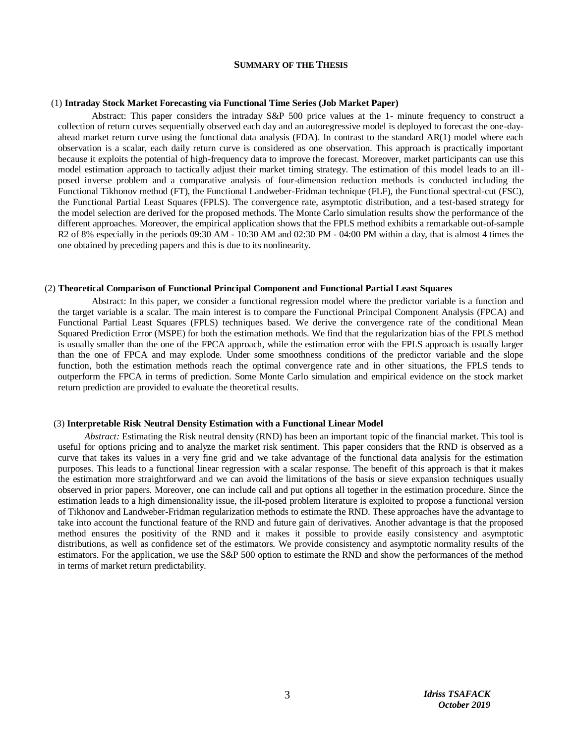# SUMMARY OF THE THESIS

## (1) Intraday Stock Market Forecasting via Functional Time Series (Job Market Paper)

Abstract: This paper considers the intraday S&P 500 price values at the 1- minute frequency to construct a collection of return curves sequentially observed each day and an autoregressive model is deployed to forecast the one-day-ahead market return curve using the functional data analysis (FDA). In contrast to the standard AR(1) model where each observation is a scalar, each daily return curve is considered as one observation. This approach is practically important because it exploits the potential of high-frequency data to improve the forecast. Moreover, market participants can use this model estimation approach to tactically adjust their market timing strategy. The estimation of this model leads to an ill-posed inverse problem and a comparative analysis of four-dimension reduction methods is conducted including the Functional Tikhonov method (FT), the Functional Landweber-Fridman technique (FLF), the Functional spectral-cut (FSC), the Functional Partial Least Squares (FPLS). The convergence rate, asymptotic distribution, and a test-based strategy for the model selection are derived for the proposed methods. The Monte Carlo simulation results show the performance of the different approaches. Moreover, the empirical application shows that the FPLS method exhibits a remarkable out-of-sample R2 of 8% especially in the periods 09:30 AM - 10:30 AM and 02:30 PM - 04:00 PM within a day, that is almost 4 times the one obtained by preceding papers and this is due to its nonlinearity.

## (2) Theoretical Comparison of Functional Principal Component and Functional Partial Least Squares

Abstract: In this paper, we consider a functional regression model where the predictor variable is a function and the target variable is a scalar. The main interest is to compare the Functional Principal Component Analysis (FPCA) and Functional Partial Least Squares (FPLS) techniques based. We derive the convergence rate of the conditional Mean Squared Prediction Error (MSPE) for both the estimation methods. We find that the regularization bias of the FPLS method is usually smaller than the one of the FPCA approach, while the estimation error with the FPLS approach is usually larger than the one of FPCA and may explode. Under some smoothness conditions of the predictor variable and the slope function, both the estimation methods reach the optimal convergence rate and in other situations, the FPLS tends to outperform the FPCA in terms of prediction. Some Monte Carlo simulation and empirical evidence on the stock market return prediction are provided to evaluate the theoretical results.

## (3) Interpretable Risk Neutral Density Estimation with a Functional Linear Model

*Abstract:* Estimating the Risk neutral density (RND) has been an important topic of the financial market. This tool is useful for options pricing and to analyze the market risk sentiment. This paper considers that the RND is observed as a curve that takes its values in a very fine grid and we take advantage of the functional data analysis for the estimation purposes. This leads to a functional linear regression with a scalar response. The benefit of this approach is that it makes the estimation more straightforward and we can avoid the limitations of the basis or sieve expansion techniques usually observed in prior papers. Moreover, one can include call and put options all together in the estimation procedure. Since the estimation leads to a high dimensionality issue, the ill-posed problem literature is exploited to propose a functional version of Tikhonov and Landweber-Fridman regularization methods to estimate the RND. These approaches have the advantage to take into account the functional feature of the RND and future gain of derivatives. Another advantage is that the proposed method ensures the positivity of the RND and it makes it possible to provide easily consistency and asymptotic distributions, as well as confidence set of the estimators. We provide consistency and asymptotic normality results of the estimators. For the application, we use the S&P 500 option to estimate the RND and show the performances of the method in terms of market return predictability.